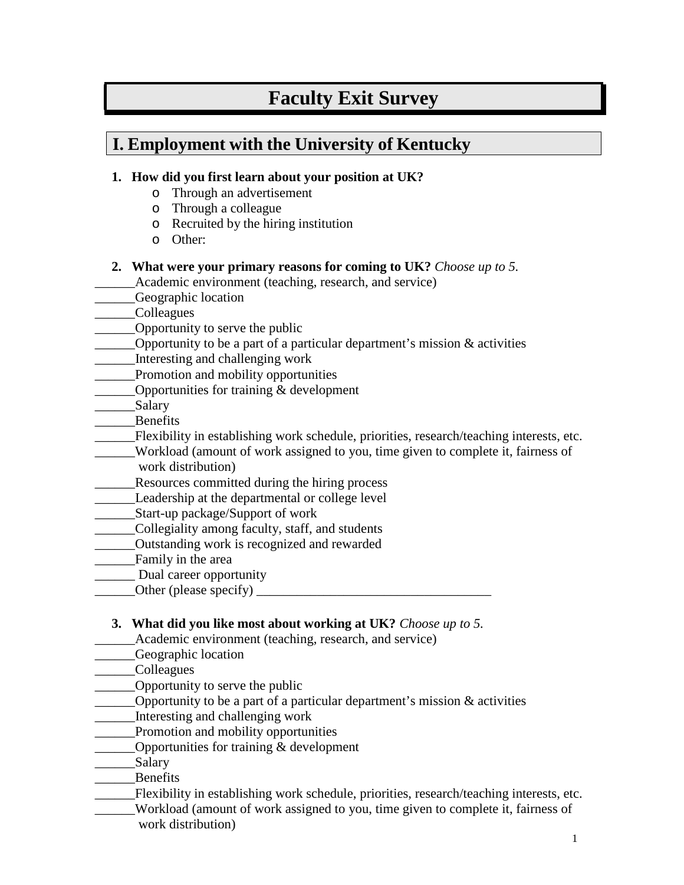# Faculty Exit Survey

## I. Employment with the University of Kentucky

1. **How did you first learn about your position at UK?**
   - Through an advertisement
   - Through a colleague
   - Recruited by the hiring institution
   - Other:

2. **What were your primary reasons for coming to UK?** *Choose up to 5.*

______Academic environment (teaching, research, and service)
______Geographic location
______Colleagues
______Opportunity to serve the public
______Opportunity to be a part of a particular department's mission & activities
______Interesting and challenging work
______Promotion and mobility opportunities
______Opportunities for training & development
______Salary
______Benefits
______Flexibility in establishing work schedule, priorities, research/teaching interests, etc.
______Workload (amount of work assigned to you, time given to complete it, fairness of work distribution)
______Resources committed during the hiring process
______Leadership at the departmental or college level
______Start-up package/Support of work
______Collegiality among faculty, staff, and students
______Outstanding work is recognized and rewarded
______Family in the area
______ Dual career opportunity
______Other (please specify) ___________________________________

3. **What did you like most about working at UK?** *Choose up to 5.*

______Academic environment (teaching, research, and service)
______Geographic location
______Colleagues
______Opportunity to serve the public
______Opportunity to be a part of a particular department's mission & activities
______Interesting and challenging work
______Promotion and mobility opportunities
______Opportunities for training & development
______Salary
______Benefits
______Flexibility in establishing work schedule, priorities, research/teaching interests, etc.
______Workload (amount of work assigned to you, time given to complete it, fairness of work distribution)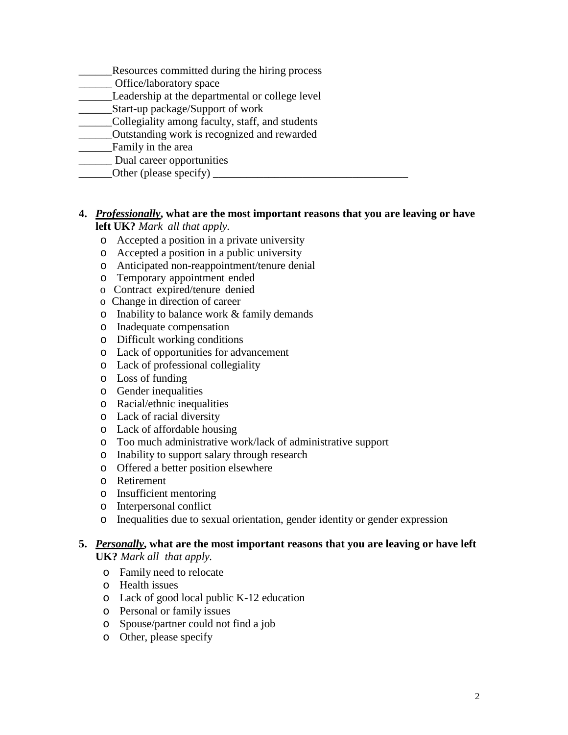______Resources committed during the hiring process
______ Office/laboratory space
______Leadership at the departmental or college level
______Start-up package/Support of work
______Collegiality among faculty, staff, and students
______Outstanding work is recognized and rewarded
______Family in the area
______ Dual career opportunities
______Other (please specify) ___________________________________

**4.** ***Professionally*****, what are the most important reasons that you are leaving or have left UK?** *Mark all that apply.*

- Accepted a position in a private university
- Accepted a position in a public university
- Anticipated non-reappointment/tenure denial
- Temporary appointment ended
- Contract expired/tenure denied
- Change in direction of career
- Inability to balance work & family demands
- Inadequate compensation
- Difficult working conditions
- Lack of opportunities for advancement
- Lack of professional collegiality
- Loss of funding
- Gender inequalities
- Racial/ethnic inequalities
- Lack of racial diversity
- Lack of affordable housing
- Too much administrative work/lack of administrative support
- Inability to support salary through research
- Offered a better position elsewhere
- Retirement
- Insufficient mentoring
- Interpersonal conflict
- Inequalities due to sexual orientation, gender identity or gender expression

**5.** ***Personally*****, what are the most important reasons that you are leaving or have left UK?** *Mark all that apply.*

- Family need to relocate
- Health issues
- Lack of good local public K-12 education
- Personal or family issues
- Spouse/partner could not find a job
- Other, please specify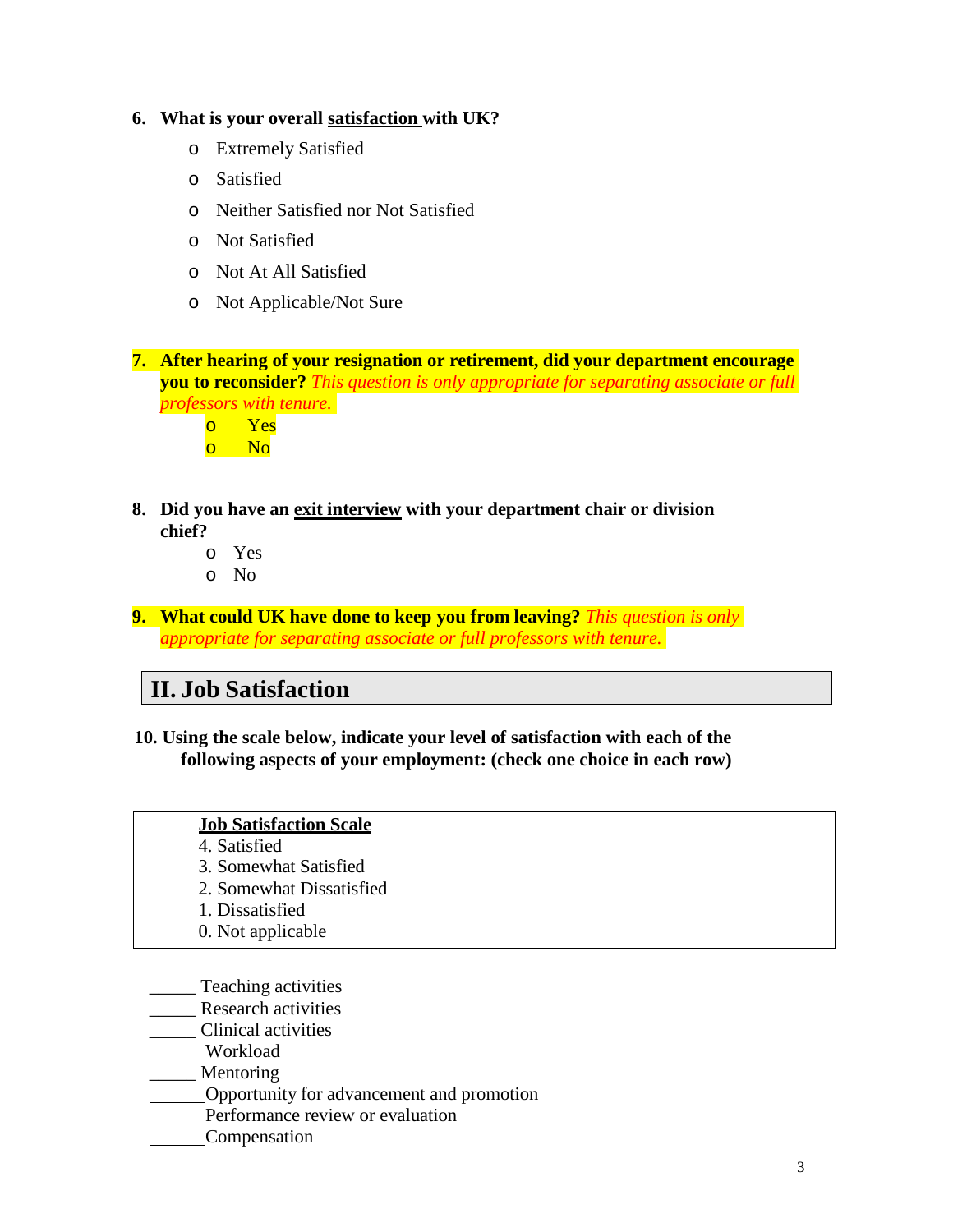6. **What is your overall <u>satisfaction</u> with UK?**
    - Extremely Satisfied
    - Satisfied
    - Neither Satisfied nor Not Satisfied
    - Not Satisfied
    - Not At All Satisfied
    - Not Applicable/Not Sure

7. **After hearing of your resignation or retirement, did your department encourage you to reconsider?** *This question is only appropriate for separating associate or full professors with tenure.*
    - Yes
    - No

8. **Did you have an <u>exit interview</u> with your department chair or division chief?**
    - Yes
    - No

9. **What could UK have done to keep you from leaving?** *This question is only appropriate for separating associate or full professors with tenure.*

## II. Job Satisfaction

10. **Using the scale below, indicate your level of satisfaction with each of the following aspects of your employment: (check one choice in each row)**

| <u>**Job Satisfaction Scale**</u> |
|---|
| 4. Satisfied |
| 3. Somewhat Satisfied |
| 2. Somewhat Dissatisfied |
| 1. Dissatisfied |
| 0. Not applicable |

_____ Teaching activities
_____ Research activities
_____ Clinical activities
______Workload
_____ Mentoring
______Opportunity for advancement and promotion
______Performance review or evaluation
______Compensation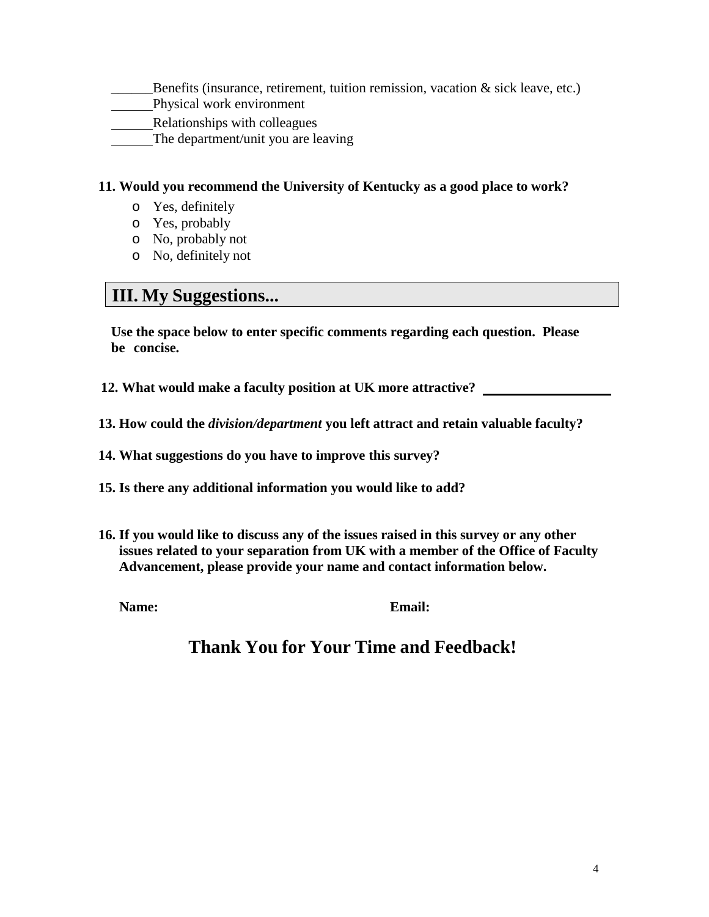______Benefits (insurance, retirement, tuition remission, vacation & sick leave, etc.)
______Physical work environment
______Relationships with colleagues
______The department/unit you are leaving

**11. Would you recommend the University of Kentucky as a good place to work?**

- Yes, definitely
- Yes, probably
- No, probably not
- No, definitely not

## III. My Suggestions...

**Use the space below to enter specific comments regarding each question. Please be concise.**

**12. What would make a faculty position at UK more attractive?** ____________________

**13. How could the *division/department* you left attract and retain valuable faculty?**

**14. What suggestions do you have to improve this survey?**

**15. Is there any additional information you would like to add?**

**16. If you would like to discuss any of the issues raised in this survey or any other issues related to your separation from UK with a member of the Office of Faculty Advancement, please provide your name and contact information below.**

**Name:** **Email:**

## Thank You for Your Time and Feedback!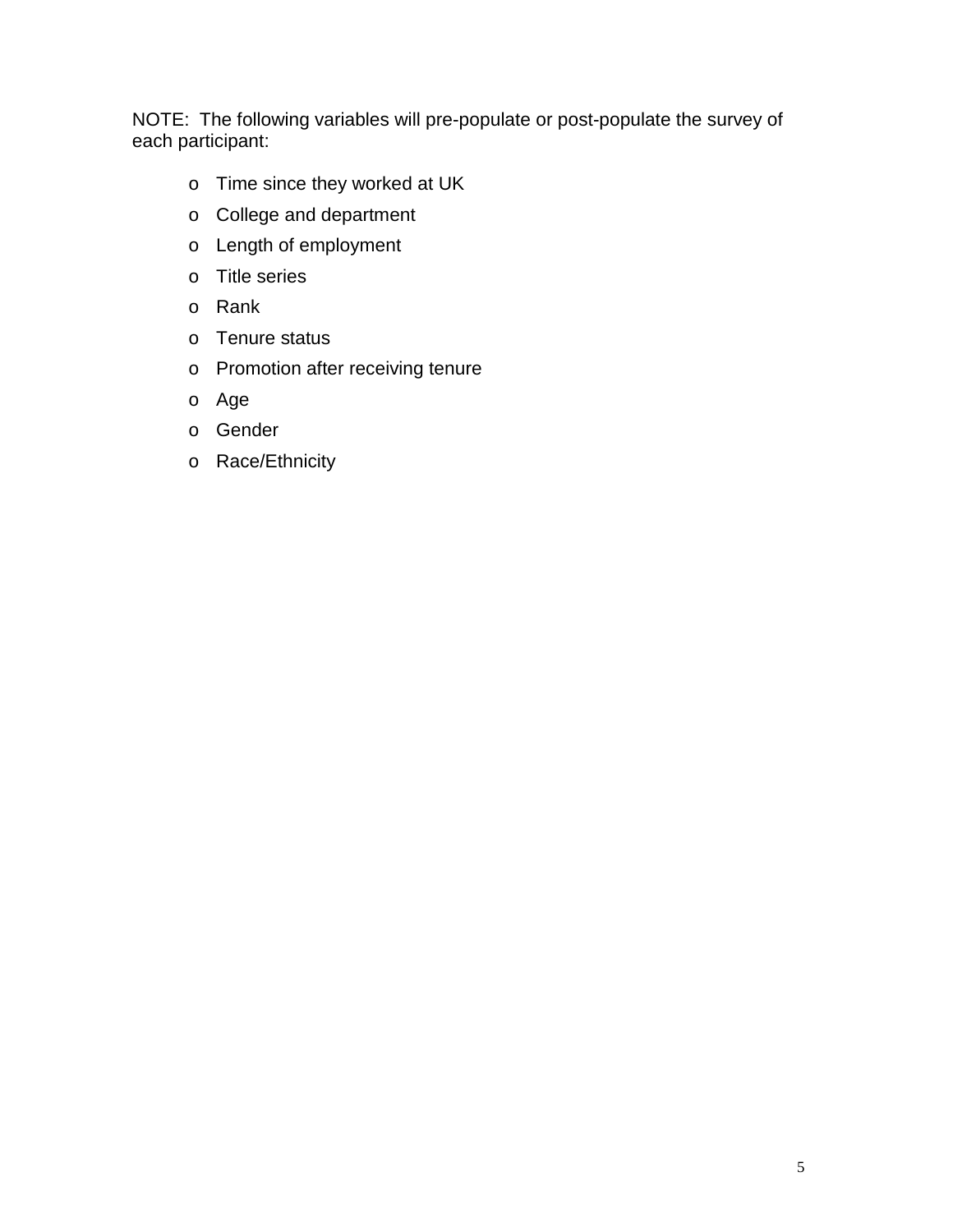NOTE: The following variables will pre-populate or post-populate the survey of each participant:

- Time since they worked at UK
- College and department
- Length of employment
- Title series
- Rank
- Tenure status
- Promotion after receiving tenure
- Age
- Gender
- Race/Ethnicity